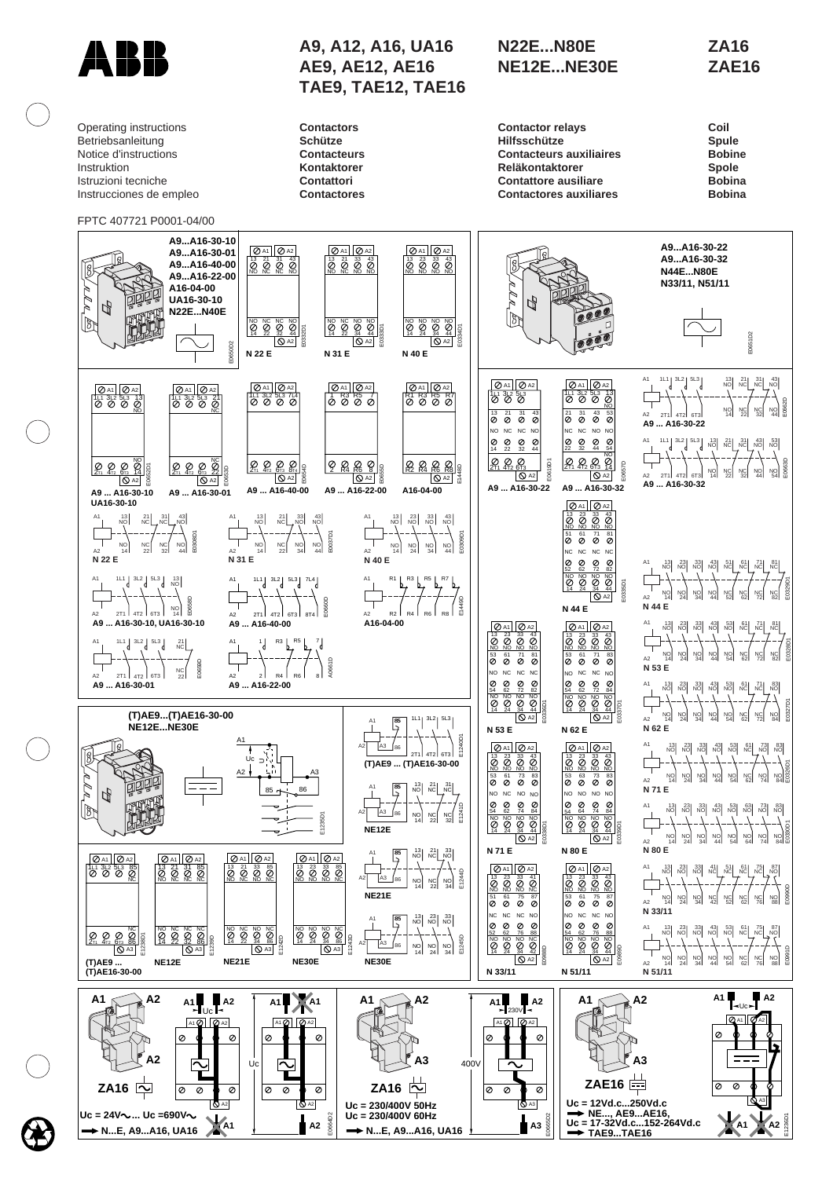# A9, A12, A16, UA16 / AE9, AE12, AE16 / TAE9, TAE12, TAE16

# N22E...N80E / NE12E...NE30E

# ZA16 / ZAE16

| | | | |
|---|---|---|---|
| Operating instructions | **Contactors** | **Contactor relays** | **Coil** |
| Betriebsanleitung | **Schütze** | **Hilfsschütze** | **Spule** |
| Notice d'instructions | **Contacteurs** | **Contacteurs auxiliaires** | **Bobine** |
| Instruktion | **Kontaktorer** | **Reläkontaktorer** | **Spole** |
| Istruzioni tecniche | **Contattori** | **Contattore ausiliare** | **Bobina** |
| Instrucciones de empleo | **Contactores** | **Contactores auxiliares** | **Bobina** |

FPTC 407721 P0001-04/00

**A9...A16-30-10**
**A9...A16-30-01**
**A9...A16-40-00**
**A9...A16-22-00**
**A16-04-00**
**UA16-30-10**
**N22E...N40E**

N 22 E — N 31 E — N 40 E

**A9...A16-30-22**
**A9...A16-30-32**
**N44E...N80E**
**N33/11, N51/11**

A9 ... A16-30-10, UA16-30-10 — A9 ... A16-30-01 — A9 ... A16-40-00 — A9 ... A16-22-00 — A16-04-00

A9 ... A16-30-22 — A9 ... A16-30-32

N 44 E — N 53 E — N 62 E — N 71 E — N 80 E — N 33/11 — N 51/11

**(T)AE9...(T)AE16-30-00**
**NE12E...NE30E**

(T)AE9 ... (T)AE16-30-00 — NE12E — NE21E — NE30E

**ZA16**
Uc = 24V∼... Uc =690V∼
→ N...E, A9...A16, UA16

**ZA16**
Uc = 230/400V 50Hz
Uc = 230/400V 60Hz
→ N...E, A9...A16, UA16

**ZAE16**
Uc = 12Vd.c...250Vd.c
→ NE..., AE9...AE16,
Uc = 17-32Vd.c...152-264Vd.c
→ TAE9...TAE16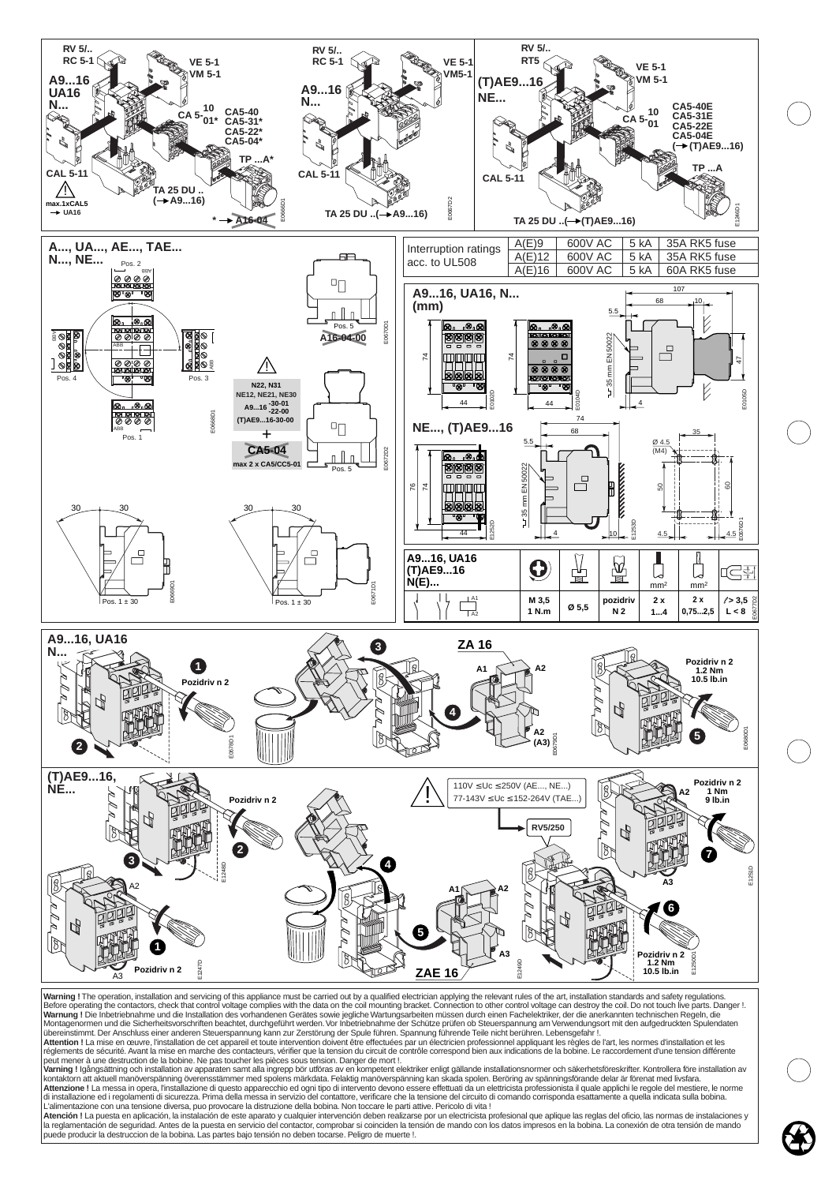RV 5/..
RC 5-1
VE 5-1
VM 5-1
A9...16
UA16
N...
CA 5-10 / 01*
CA5-40
CA5-31*
CA5-22*
CA5-04*
TP ...A*
CAL 5-11
TA 25 DU .. (→A9...16)
max.1xCAL5
→ UA16
* → A16-04

RV 5/..
RC 5-1
VE 5-1
VM5-1
A9...16
N...
CAL 5-11
TA 25 DU ..(→A9...16)

RV 5/..
RT5
VE 5-1
VM 5-1
(T)AE9...16
NE...
CA 5-10 / 01
CA5-40E
CA5-31E
CA5-22E
CA5-04E
(→ (T)AE9...16)
TP ...A
CAL 5-11
TA 25 DU ..(→(T)AE9...16)

A..., UA..., AE..., TAE...
N..., NE...

Pos. 2
Pos. 4
Pos. 3
Pos. 1
Pos. 5
A16-04-00

N22, N31
NE12, NE21, NE30
A9...16 -30-01 / -22-00
(T)AE9...16-30-00
+
CA5-04
max 2 x CA5/CC5-01

Pos. 1 ± 30
Pos. 1 ± 30

| Interruption ratings acc. to UL508 | A(E)9 | 600V AC | 5 kA | 35A RK5 fuse |
|---|---|---|---|---|
| | A(E)12 | 600V AC | 5 kA | 35A RK5 fuse |
| | A(E)16 | 600V AC | 5 kA | 60A RK5 fuse |

A9...16, UA16, N...
(mm)

74, 44, 44, 107, 68, 10, 5.5, 35 mm EN 50022, 47, 4

NE..., (T)AE9...16

74, 68, 5.5, 76, 74, 44, 35 mm EN 50022, 4, 10, Ø 4.5 (M4), 35, 50, 60, 4.5, 4.5

| A9...16, UA16 (T)AE9...16 N(E)... | | | | | | |
|---|---|---|---|---|---|---|
| A1 / A2 | M 3,5 1 N.m | Ø 5,5 | pozidriv N 2 | 2 x 1...4 mm² | 2 x 0,75...2,5 mm² | ⁄> 3,5 L < 8 |

A9...16, UA16
N...
1 Pozidriv n 2
2
3
ZA 16
A1 A2
4
A2 (A3)
5 Pozidriv n 2 1.2 Nm 10.5 lb.in

(T)AE9...16,
NE...
Pozidriv n 2
2
3
4
A2
1
Pozidriv n 2
A3
110V ≤ Uc ≤ 250V (AE..., NE...)
77-143V ≤ Uc ≤ 152-264V (TAE...)
RV5/250
A1 A2
5
A3
ZAE 16
Pozidriv n 2 1 Nm 9 lb.in
A2
7
A3
6
Pozidriv n 2 1.2 Nm 10.5 lb.in

**Warning !** The operation, installation and servicing of this appliance must be carried out by a qualified electrician applying the relevant rules of the art, installation standards and safety regulations. Before operating the contactors, check that control voltage complies with the data on the coil mounting bracket. Connection to other control voltage can destroy the coil. Do not touch live parts. Danger !.
**Warnung !** Die Inbetriebnahme und die Installation des vorhandenen Gerätes sowie jegliche Wartungsarbeiten müssen durch einen Fachelektriker, der die anerkannten technischen Regeln, die Montagenormen und die Sicherheitsvorschriften beachtet, durchgeführt werden. Vor Inbetriebnahme der Schütze prüfen ob Steuerspannung am Verwendungsort mit den aufgedruckten Spulendaten übereinstimmt. Der Anschluss einer anderen Steuerspannung kann zur Zerstörung der Spule führen. Spannung führende Teile nicht berühren. Lebensgefahr !.
**Attention !** La mise en œuvre, l'installation de cet appareil et toute intervention doivent être effectuées par un électricien professionnel appliquant les règles de l'art, les normes d'installation et les règlements de sécurité. Avant la mise en marche des contacteurs, vérifier que la tension du circuit de contrôle correspond bien aux indications de la bobine. Le raccordement d'une tension différente peut mener à une destruction de la bobine. Ne pas toucher les pièces sous tension. Danger de mort !.
**Varning !** Igångsättning och installation av apparaten samt alla ingrepp bör utföras av en kompetent elektriker enligt gällande installationsnormer och säkerhetsföreskrifter. Kontrollera före installation av kontaktorn att aktuell manöverspänning överensstämmer med spolens märkdata. Felaktig manöverspänning kan skada spolen. Beröring av spänningsförande delar är förenat med livsfara.
**Attenzione !** La messa in opera, l'installazione di questo apparecchio ed ogni tipo di intervento devono essere effettuati da un elettricista professionista il quale applichi le regole del mestiere, le norme di installazione ed i regolamenti di sicurezza. Prima della messa in servizio del contattore, verificare che la tensione del circuito di comando corrisponda esattamente a quella indicata sulla bobina. L'alimentazione con una tensione diversa, puo provocare la distruzione della bobina. Non toccare le parti attive. Pericolo di vita !
**Atención !** La puesta en aplicación, la instalación de este aparato y cualquier intervención deben realizarse por un electricista profesional que aplique las reglas del oficio, las normas de instalaciones y la reglamentación de seguridad. Antes de la puesta en servicio del contactor, comprobar si coinciden la tensión de mando con los datos impresos en la bobina. La conexión de otra tensión de mando puede producir la destruccion de la bobina. Las partes bajo tensión no deben tocarse. Peligro de muerte !.